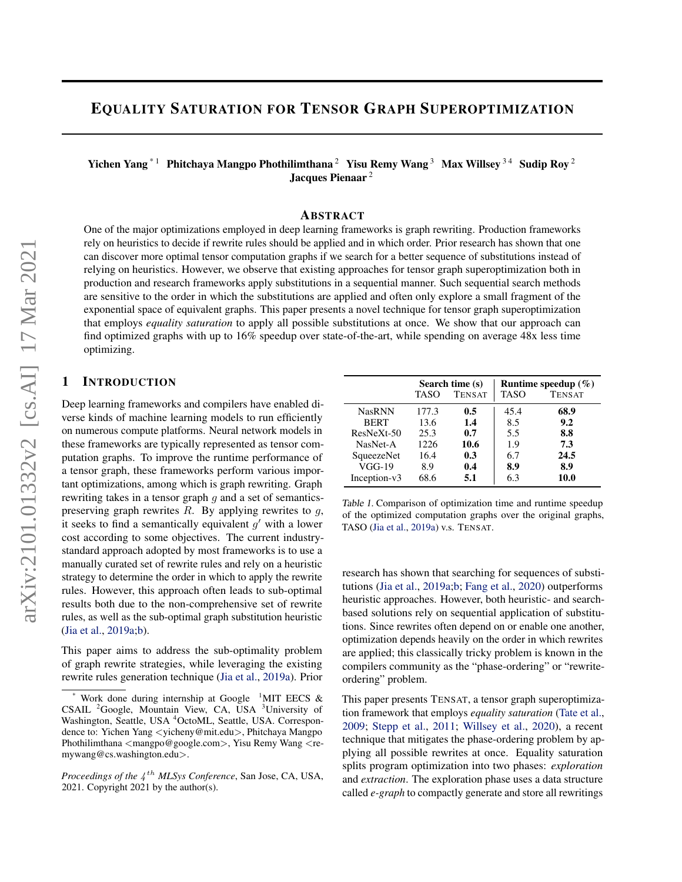# Equality Saturation for Tensor Graph Superoptimization

**Yichen Yang** [*1] **Phitchaya Mangpo Phothilimthana** [2] **Yisu Remy Wang** [3] **Max Willsey** [3 4] **Sudip Roy** [2] **Jacques Pienaar** [2]

## Abstract

One of the major optimizations employed in deep learning frameworks is graph rewriting. Production frameworks rely on heuristics to decide if rewrite rules should be applied and in which order. Prior research has shown that one can discover more optimal tensor computation graphs if we search for a better sequence of substitutions instead of relying on heuristics. However, we observe that existing approaches for tensor graph superoptimization both in production and research frameworks apply substitutions in a sequential manner. Such sequential search methods are sensitive to the order in which the substitutions are applied and often only explore a small fragment of the exponential space of equivalent graphs. This paper presents a novel technique for tensor graph superoptimization that employs *equality saturation* to apply all possible substitutions at once. We show that our approach can find optimized graphs with up to 16% speedup over state-of-the-art, while spending on average 48x less time optimizing.

## 1 Introduction

Deep learning frameworks and compilers have enabled diverse kinds of machine learning models to run efficiently on numerous compute platforms. Neural network models in these frameworks are typically represented as tensor computation graphs. To improve the runtime performance of a tensor graph, these frameworks perform various important optimizations, among which is graph rewriting. Graph rewriting takes in a tensor graph $g$ and a set of semantics-preserving graph rewrites $R$. By applying rewrites to $g$, it seeks to find a semantically equivalent $g'$ with a lower cost according to some objectives. The current industry-standard approach adopted by most frameworks is to use a manually curated set of rewrite rules and rely on a heuristic strategy to determine the order in which to apply the rewrite rules. However, this approach often leads to sub-optimal results both due to the non-comprehensive set of rewrite rules, as well as the sub-optimal graph substitution heuristic (Jia et al., 2019a;b).

This paper aims to address the sub-optimality problem of graph rewrite strategies, while leveraging the existing rewrite rules generation technique (Jia et al., 2019a). Prior research has shown that searching for sequences of substitutions (Jia et al., 2019a;b; Fang et al., 2020) outperforms heuristic approaches. However, both heuristic- and search-based solutions rely on sequential application of substitutions. Since rewrites often depend on or enable one another, optimization depends heavily on the order in which rewrites are applied; this classically tricky problem is known in the compilers community as the "phase-ordering" or "rewrite-ordering" problem.

| | Search time (s) | | Runtime speedup (%) | |
|---|---|---|---|---|
| | TASO | TENSAT | TASO | TENSAT |
| NasRNN | 177.3 | **0.5** | 45.4 | **68.9** |
| BERT | 13.6 | **1.4** | 8.5 | **9.2** |
| ResNeXt-50 | 25.3 | **0.7** | 5.5 | **8.8** |
| NasNet-A | 1226 | **10.6** | 1.9 | **7.3** |
| SqueezeNet | 16.4 | **0.3** | 6.7 | **24.5** |
| VGG-19 | 8.9 | **0.4** | **8.9** | **8.9** |
| Inception-v3 | 68.6 | **5.1** | 6.3 | **10.0** |

*Table 1.* Comparison of optimization time and runtime speedup of the optimized computation graphs over the original graphs, TASO (Jia et al., 2019a) v.s. TENSAT.

This paper presents TENSAT, a tensor graph superoptimization framework that employs *equality saturation* (Tate et al., 2009; Stepp et al., 2011; Willsey et al., 2020), a recent technique that mitigates the phase-ordering problem by applying all possible rewrites at once. Equality saturation splits program optimization into two phases: *exploration* and *extraction*. The exploration phase uses a data structure called *e-graph* to compactly generate and store all rewritings

---

[*] Work done during internship at Google [1]MIT EECS & CSAIL [2]Google, Mountain View, CA, USA [3]University of Washington, Seattle, USA [4]OctoML, Seattle, USA. Correspondence to: Yichen Yang <yicheny@mit.edu>, Phitchaya Mangpo Phothilimthana <mangpo@google.com>, Yisu Remy Wang <remywang@cs.washington.edu>.

*Proceedings of the $4^{th}$ MLSys Conference*, San Jose, CA, USA, 2021. Copyright 2021 by the author(s).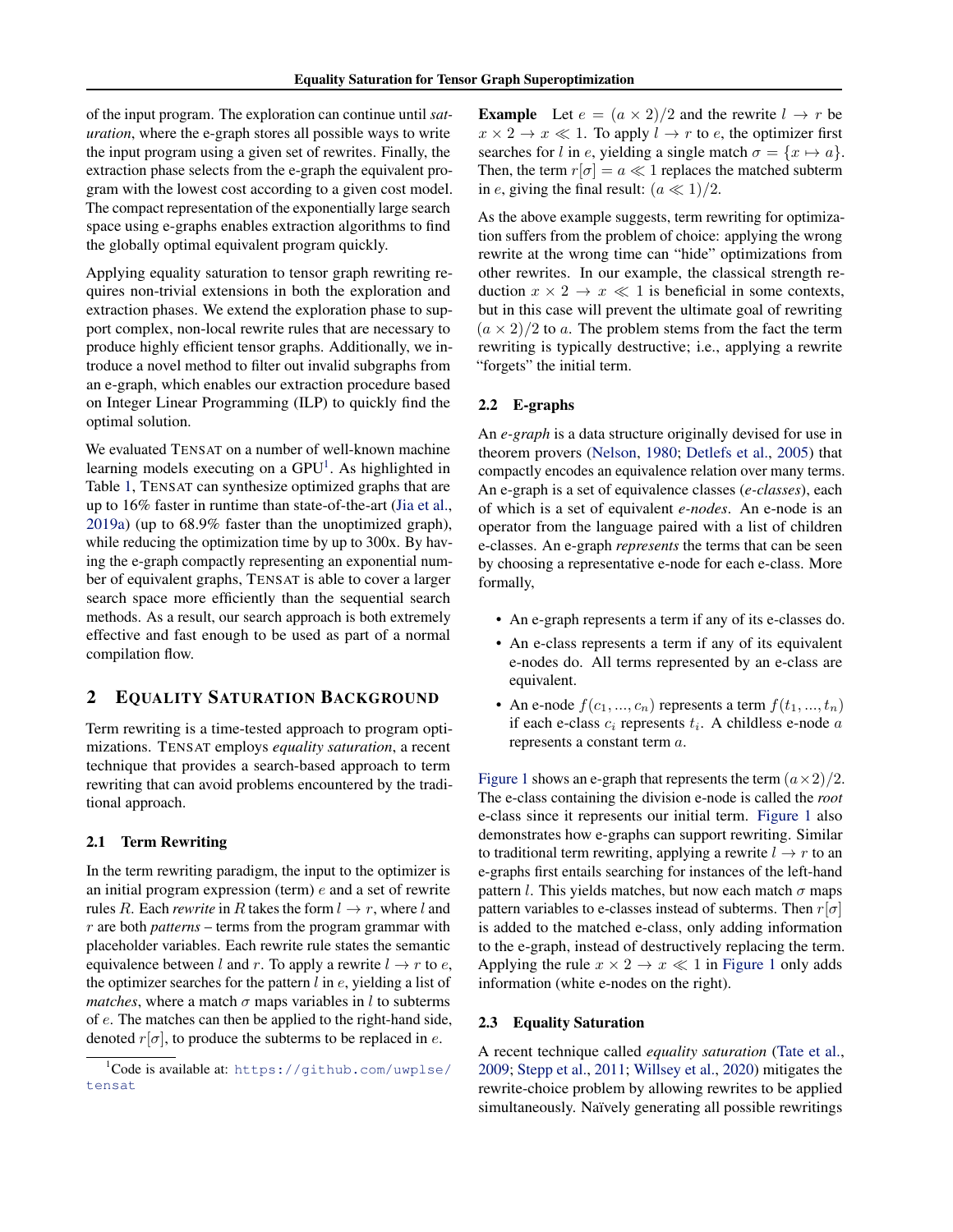of the input program. The exploration can continue until *saturation*, where the e-graph stores all possible ways to write the input program using a given set of rewrites. Finally, the extraction phase selects from the e-graph the equivalent program with the lowest cost according to a given cost model. The compact representation of the exponentially large search space using e-graphs enables extraction algorithms to find the globally optimal equivalent program quickly.

Applying equality saturation to tensor graph rewriting requires non-trivial extensions in both the exploration and extraction phases. We extend the exploration phase to support complex, non-local rewrite rules that are necessary to produce highly efficient tensor graphs. Additionally, we introduce a novel method to filter out invalid subgraphs from an e-graph, which enables our extraction procedure based on Integer Linear Programming (ILP) to quickly find the optimal solution.

We evaluated TENSAT on a number of well-known machine learning models executing on a GPU[1]. As highlighted in Table 1, TENSAT can synthesize optimized graphs that are up to 16% faster in runtime than state-of-the-art (Jia et al., 2019a) (up to 68.9% faster than the unoptimized graph), while reducing the optimization time by up to 300x. By having the e-graph compactly representing an exponential number of equivalent graphs, TENSAT is able to cover a larger search space more efficiently than the sequential search methods. As a result, our search approach is both extremely effective and fast enough to be used as part of a normal compilation flow.

## 2 EQUALITY SATURATION BACKGROUND

Term rewriting is a time-tested approach to program optimizations. TENSAT employs *equality saturation*, a recent technique that provides a search-based approach to term rewriting that can avoid problems encountered by the traditional approach.

### 2.1 Term Rewriting

In the term rewriting paradigm, the input to the optimizer is an initial program expression (term) $e$ and a set of rewrite rules $R$. Each *rewrite* in $R$ takes the form $l \to r$, where $l$ and $r$ are both *patterns* – terms from the program grammar with placeholder variables. Each rewrite rule states the semantic equivalence between $l$ and $r$. To apply a rewrite $l \to r$ to $e$, the optimizer searches for the pattern $l$ in $e$, yielding a list of *matches*, where a match $\sigma$ maps variables in $l$ to subterms of $e$. The matches can then be applied to the right-hand side, denoted $r[\sigma]$, to produce the subterms to be replaced in $e$.

[1] Code is available at: https://github.com/uwplse/tensat

**Example** Let $e = (a \times 2)/2$ and the rewrite $l \to r$ be $x \times 2 \to x \ll 1$. To apply $l \to r$ to $e$, the optimizer first searches for $l$ in $e$, yielding a single match $\sigma = \{x \mapsto a\}$. Then, the term $r[\sigma] = a \ll 1$ replaces the matched subterm in $e$, giving the final result: $(a \ll 1)/2$.

As the above example suggests, term rewriting for optimization suffers from the problem of choice: applying the wrong rewrite at the wrong time can "hide" optimizations from other rewrites. In our example, the classical strength reduction $x \times 2 \to x \ll 1$ is beneficial in some contexts, but in this case will prevent the ultimate goal of rewriting $(a \times 2)/2$ to $a$. The problem stems from the fact the term rewriting is typically destructive; i.e., applying a rewrite "forgets" the initial term.

### 2.2 E-graphs

An *e-graph* is a data structure originally devised for use in theorem provers (Nelson, 1980; Detlefs et al., 2005) that compactly encodes an equivalence relation over many terms. An e-graph is a set of equivalence classes (*e-classes*), each of which is a set of equivalent *e-nodes*. An e-node is an operator from the language paired with a list of children e-classes. An e-graph *represents* the terms that can be seen by choosing a representative e-node for each e-class. More formally,

- An e-graph represents a term if any of its e-classes do.
- An e-class represents a term if any of its equivalent e-nodes do. All terms represented by an e-class are equivalent.
- An e-node $f(c_1, ..., c_n)$ represents a term $f(t_1, ..., t_n)$ if each e-class $c_i$ represents $t_i$. A childless e-node $a$ represents a constant term $a$.

Figure 1 shows an e-graph that represents the term $(a \times 2)/2$. The e-class containing the division e-node is called the *root* e-class since it represents our initial term. Figure 1 also demonstrates how e-graphs can support rewriting. Similar to traditional term rewriting, applying a rewrite $l \to r$ to an e-graphs first entails searching for instances of the left-hand pattern $l$. This yields matches, but now each match $\sigma$ maps pattern variables to e-classes instead of subterms. Then $r[\sigma]$ is added to the matched e-class, only adding information to the e-graph, instead of destructively replacing the term. Applying the rule $x \times 2 \to x \ll 1$ in Figure 1 only adds information (white e-nodes on the right).

### 2.3 Equality Saturation

A recent technique called *equality saturation* (Tate et al., 2009; Stepp et al., 2011; Willsey et al., 2020) mitigates the rewrite-choice problem by allowing rewrites to be applied simultaneously. Naïvely generating all possible rewritings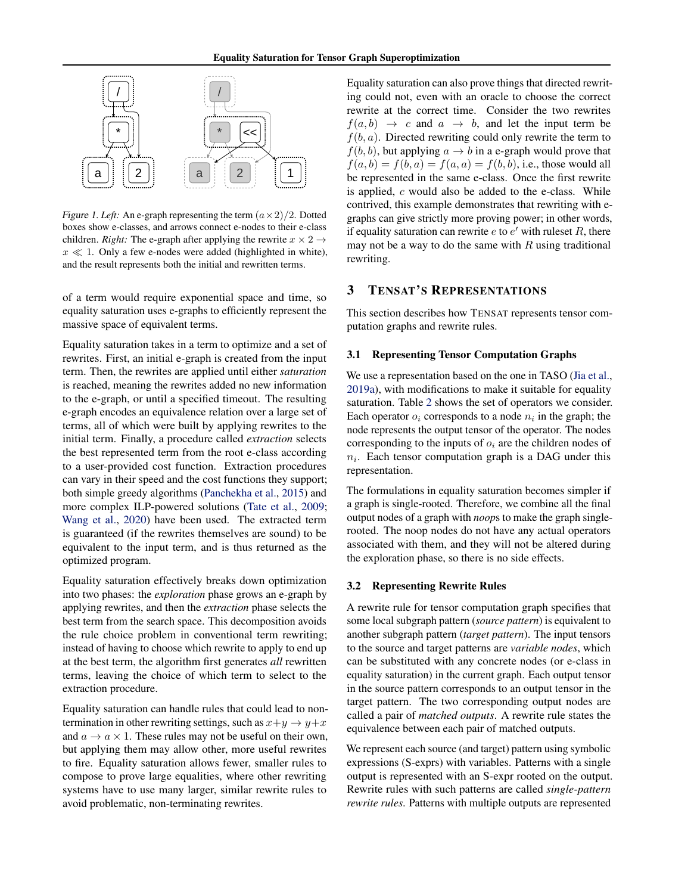*Figure 1. Left:* An e-graph representing the term $(a \times 2)/2$. Dotted boxes show e-classes, and arrows connect e-nodes to their e-class children. *Right:* The e-graph after applying the rewrite $x \times 2 \rightarrow x \ll 1$. Only a few e-nodes were added (highlighted in white), and the result represents both the initial and rewritten terms.

of a term would require exponential space and time, so equality saturation uses e-graphs to efficiently represent the massive space of equivalent terms.

Equality saturation takes in a term to optimize and a set of rewrites. First, an initial e-graph is created from the input term. Then, the rewrites are applied until either *saturation* is reached, meaning the rewrites added no new information to the e-graph, or until a specified timeout. The resulting e-graph encodes an equivalence relation over a large set of terms, all of which were built by applying rewrites to the initial term. Finally, a procedure called *extraction* selects the best represented term from the root e-class according to a user-provided cost function. Extraction procedures can vary in their speed and the cost functions they support; both simple greedy algorithms (Panchekha et al., 2015) and more complex ILP-powered solutions (Tate et al., 2009; Wang et al., 2020) have been used. The extracted term is guaranteed (if the rewrites themselves are sound) to be equivalent to the input term, and is thus returned as the optimized program.

Equality saturation effectively breaks down optimization into two phases: the *exploration* phase grows an e-graph by applying rewrites, and then the *extraction* phase selects the best term from the search space. This decomposition avoids the rule choice problem in conventional term rewriting; instead of having to choose which rewrite to apply to end up at the best term, the algorithm first generates *all* rewritten terms, leaving the choice of which term to select to the extraction procedure.

Equality saturation can handle rules that could lead to non-termination in other rewriting settings, such as $x+y \rightarrow y+x$ and $a \rightarrow a \times 1$. These rules may not be useful on their own, but applying them may allow other, more useful rewrites to fire. Equality saturation allows fewer, smaller rules to compose to prove large equalities, where other rewriting systems have to use many larger, similar rewrite rules to avoid problematic, non-terminating rewrites.

Equality saturation can also prove things that directed rewriting could not, even with an oracle to choose the correct rewrite at the correct time. Consider the two rewrites $f(a,b) \rightarrow c$ and $a \rightarrow b$, and let the input term be $f(b,a)$. Directed rewriting could only rewrite the term to $f(b,b)$, but applying $a \rightarrow b$ in a e-graph would prove that $f(a,b) = f(b,a) = f(a,a) = f(b,b)$, i.e., those would all be represented in the same e-class. Once the first rewrite is applied, $c$ would also be added to the e-class. While contrived, this example demonstrates that rewriting with e-graphs can give strictly more proving power; in other words, if equality saturation can rewrite $e$ to $e'$ with ruleset $R$, there may not be a way to do the same with $R$ using traditional rewriting.

## 3 TENSAT'S REPRESENTATIONS

This section describes how TENSAT represents tensor computation graphs and rewrite rules.

### 3.1 Representing Tensor Computation Graphs

We use a representation based on the one in TASO (Jia et al., 2019a), with modifications to make it suitable for equality saturation. Table 2 shows the set of operators we consider. Each operator $o_i$ corresponds to a node $n_i$ in the graph; the node represents the output tensor of the operator. The nodes corresponding to the inputs of $o_i$ are the children nodes of $n_i$. Each tensor computation graph is a DAG under this representation.

The formulations in equality saturation becomes simpler if a graph is single-rooted. Therefore, we combine all the final output nodes of a graph with *noop*s to make the graph single-rooted. The noop nodes do not have any actual operators associated with them, and they will not be altered during the exploration phase, so there is no side effects.

### 3.2 Representing Rewrite Rules

A rewrite rule for tensor computation graph specifies that some local subgraph pattern (*source pattern*) is equivalent to another subgraph pattern (*target pattern*). The input tensors to the source and target patterns are *variable nodes*, which can be substituted with any concrete nodes (or e-class in equality saturation) in the current graph. Each output tensor in the source pattern corresponds to an output tensor in the target pattern. The two corresponding output nodes are called a pair of *matched outputs*. A rewrite rule states the equivalence between each pair of matched outputs.

We represent each source (and target) pattern using symbolic expressions (S-exprs) with variables. Patterns with a single output is represented with an S-expr rooted on the output. Rewrite rules with such patterns are called *single-pattern rewrite rules*. Patterns with multiple outputs are represented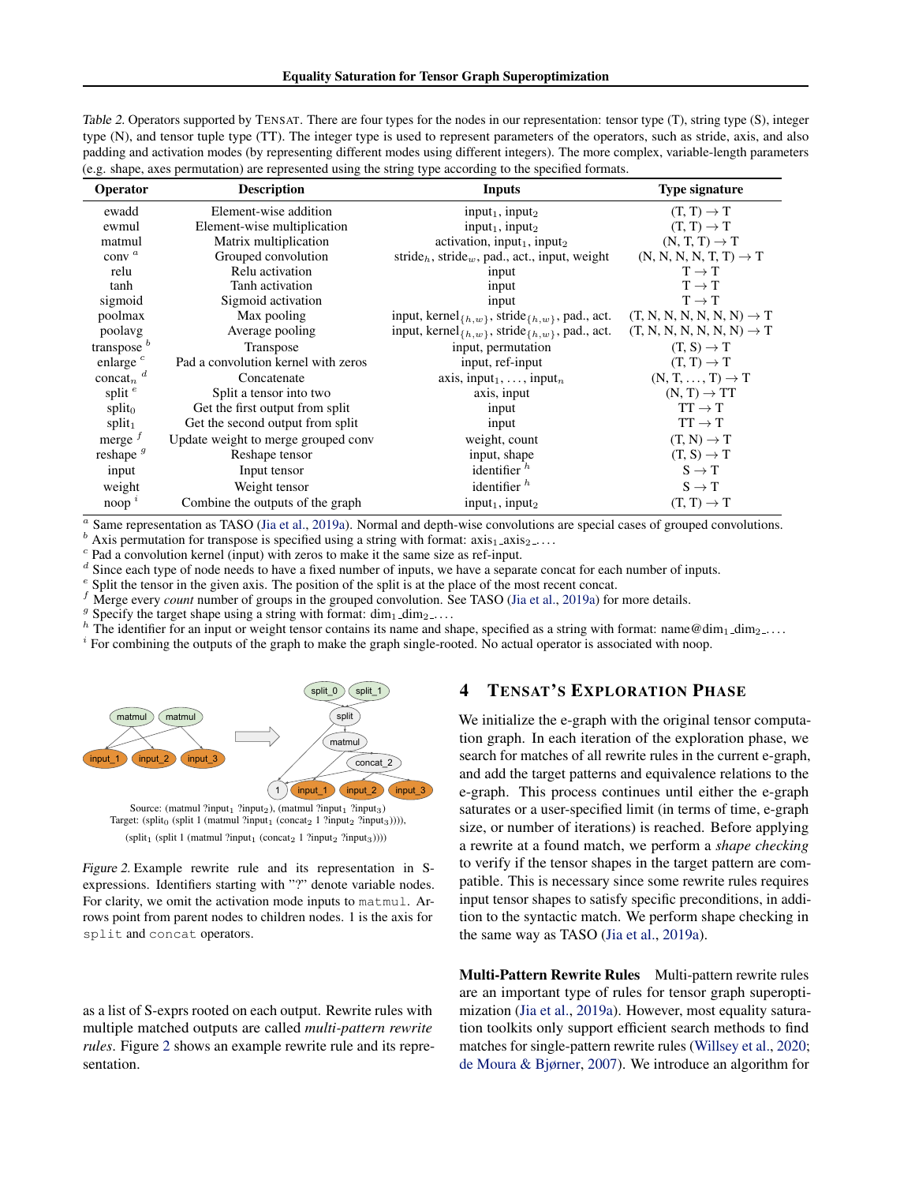Table 2. Operators supported by TENSAT. There are four types for the nodes in our representation: tensor type (T), string type (S), integer type (N), and tensor tuple type (TT). The integer type is used to represent parameters of the operators, such as stride, axis, and also padding and activation modes (by representing different modes using different integers). The more complex, variable-length parameters (e.g. shape, axes permutation) are represented using the string type according to the specified formats.

| Operator | Description | Inputs | Type signature |
|---|---|---|---|
| ewadd | Element-wise addition | $\text{input}_1$, $\text{input}_2$ | (T, T) $\to$ T |
| ewmul | Element-wise multiplication | $\text{input}_1$, $\text{input}_2$ | (T, T) $\to$ T |
| matmul | Matrix multiplication | activation, $\text{input}_1$, $\text{input}_2$ | (N, T, T) $\to$ T |
| conv [a] | Grouped convolution | $\text{stride}_h$, $\text{stride}_w$, pad., act., input, weight | (N, N, N, N, T, T) $\to$ T |
| relu | Relu activation | input | T $\to$ T |
| tanh | Tanh activation | input | T $\to$ T |
| sigmoid | Sigmoid activation | input | T $\to$ T |
| poolmax | Max pooling | input, $\text{kernel}_{\{h,w\}}$, $\text{stride}_{\{h,w\}}$, pad., act. | (T, N, N, N, N, N, N) $\to$ T |
| poolavg | Average pooling | input, $\text{kernel}_{\{h,w\}}$, $\text{stride}_{\{h,w\}}$, pad., act. | (T, N, N, N, N, N, N) $\to$ T |
| transpose [b] | Transpose | input, permutation | (T, S) $\to$ T |
| enlarge [c] | Pad a convolution kernel with zeros | input, ref-input | (T, T) $\to$ T |
| $\text{concat}_n$ [d] | Concatenate | axis, $\text{input}_1$, ..., $\text{input}_n$ | (N, T, ..., T) $\to$ T |
| split [e] | Split a tensor into two | axis, input | (N, T) $\to$ TT |
| $\text{split}_0$ | Get the first output from split | input | TT $\to$ T |
| $\text{split}_1$ | Get the second output from split | input | TT $\to$ T |
| merge [f] | Update weight to merge grouped conv | weight, count | (T, N) $\to$ T |
| reshape [g] | Reshape tensor | input, shape | (T, S) $\to$ T |
| input | Input tensor | identifier [h] | S $\to$ T |
| weight | Weight tensor | identifier [h] | S $\to$ T |
| noop [i] | Combine the outputs of the graph | $\text{input}_1$, $\text{input}_2$ | (T, T) $\to$ T |

[a] Same representation as TASO (Jia et al., 2019a). Normal and depth-wise convolutions are special cases of grouped convolutions.
[b] Axis permutation for transpose is specified using a string with format: $\text{axis}_1$_$\text{axis}_2$_....
[c] Pad a convolution kernel (input) with zeros to make it the same size as ref-input.
[d] Since each type of node needs to have a fixed number of inputs, we have a separate concat for each number of inputs.
[e] Split the tensor in the given axis. The position of the split is at the place of the most recent concat.
[f] Merge every *count* number of groups in the grouped convolution. See TASO (Jia et al., 2019a) for more details.
[g] Specify the target shape using a string with format: $\text{dim}_1$_$\text{dim}_2$_....
[h] The identifier for an input or weight tensor contains its name and shape, specified as a string with format: name@$\text{dim}_1$_$\text{dim}_2$_....
[i] For combining the outputs of the graph to make the graph single-rooted. No actual operator is associated with noop.

Source: (matmul ?$\text{input}_1$ ?$\text{input}_2$), (matmul ?$\text{input}_1$ ?$\text{input}_3$)
Target: ($\text{split}_0$ (split 1 (matmul ?$\text{input}_1$ ($\text{concat}_2$ 1 ?$\text{input}_2$ ?$\text{input}_3$)))),
($\text{split}_1$ (split 1 (matmul ?$\text{input}_1$ ($\text{concat}_2$ 1 ?$\text{input}_2$ ?$\text{input}_3$))))

Figure 2. Example rewrite rule and its representation in S-expressions. Identifiers starting with "?" denote variable nodes. For clarity, we omit the activation mode inputs to `matmul`. Arrows point from parent nodes to children nodes. 1 is the axis for `split` and `concat` operators.

as a list of S-exprs rooted on each output. Rewrite rules with multiple matched outputs are called *multi-pattern rewrite rules*. Figure 2 shows an example rewrite rule and its representation.

## 4 TENSAT'S EXPLORATION PHASE

We initialize the e-graph with the original tensor computation graph. In each iteration of the exploration phase, we search for matches of all rewrite rules in the current e-graph, and add the target patterns and equivalence relations to the e-graph. This process continues until either the e-graph saturates or a user-specified limit (in terms of time, e-graph size, or number of iterations) is reached. Before applying a rewrite at a found match, we perform a *shape checking* to verify if the tensor shapes in the target pattern are compatible. This is necessary since some rewrite rules requires input tensor shapes to satisfy specific preconditions, in addition to the syntactic match. We perform shape checking in the same way as TASO (Jia et al., 2019a).

**Multi-Pattern Rewrite Rules** Multi-pattern rewrite rules are an important type of rules for tensor graph superoptimization (Jia et al., 2019a). However, most equality saturation toolkits only support efficient search methods to find matches for single-pattern rewrite rules (Willsey et al., 2020; de Moura & Bjørner, 2007). We introduce an algorithm for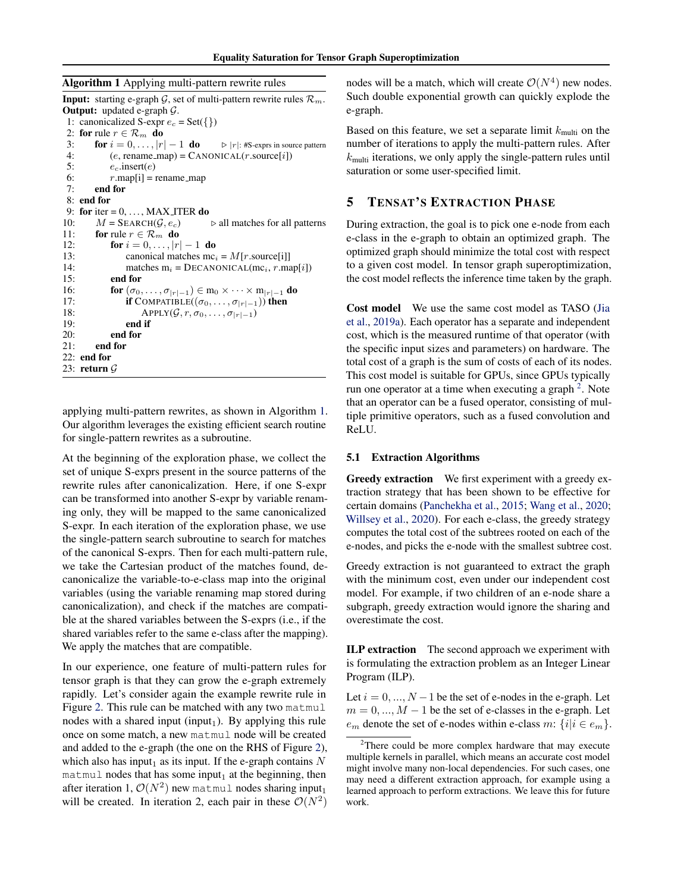**Algorithm 1** Applying multi-pattern rewrite rules

```
Input: starting e-graph G, set of multi-pattern rewrite rules R_m.
Output: updated e-graph G.
 1: canonicalized S-expr e_c = Set({})
 2: for rule r ∈ R_m do
 3:     for i = 0, ..., |r| − 1 do        ▷ |r|: #S-exprs in source pattern
 4:         (e, rename_map) = CANONICAL(r.source[i])
 5:         e_c.insert(e)
 6:         r.map[i] = rename_map
 7:     end for
 8: end for
 9: for iter = 0, ..., MAX_ITER do
10:     M = SEARCH(G, e_c)                ▷ all matches for all patterns
11:     for rule r ∈ R_m do
12:         for i = 0, ..., |r| − 1 do
13:             canonical matches mc_i = M[r.source[i]]
14:             matches m_i = DECANONICAL(mc_i, r.map[i])
15:         end for
16:         for (σ_0, ..., σ_{|r|−1}) ∈ m_0 × ··· × m_{|r|−1} do
17:             if COMPATIBLE((σ_0, ..., σ_{|r|−1})) then
18:                 APPLY(G, r, σ_0, ..., σ_{|r|−1})
19:             end if
20:         end for
21:     end for
22: end for
23: return G
```

applying multi-pattern rewrites, as shown in Algorithm 1. Our algorithm leverages the existing efficient search routine for single-pattern rewrites as a subroutine.

At the beginning of the exploration phase, we collect the set of unique S-exprs present in the source patterns of the rewrite rules after canonicalization. Here, if one S-expr can be transformed into another S-expr by variable renaming only, they will be mapped to the same canonicalized S-expr. In each iteration of the exploration phase, we use the single-pattern search subroutine to search for matches of the canonical S-exprs. Then for each multi-pattern rule, we take the Cartesian product of the matches found, decanonicalize the variable-to-e-class map into the original variables (using the variable renaming map stored during canonicalization), and check if the matches are compatible at the shared variables between the S-exprs (i.e., if the shared variables refer to the same e-class after the mapping). We apply the matches that are compatible.

In our experience, one feature of multi-pattern rules for tensor graph is that they can grow the e-graph extremely rapidly. Let's consider again the example rewrite rule in Figure 2. This rule can be matched with any two `matmul` nodes with a shared input ($\text{input}_1$). By applying this rule once on some match, a new `matmul` node will be created and added to the e-graph (the one on the RHS of Figure 2), which also has $\text{input}_1$ as its input. If the e-graph contains $N$ `matmul` nodes that has some $\text{input}_1$ at the beginning, then after iteration 1, $\mathcal{O}(N^2)$ new `matmul` nodes sharing $\text{input}_1$ will be created. In iteration 2, each pair in these $\mathcal{O}(N^2)$ nodes will be a match, which will create $\mathcal{O}(N^4)$ new nodes. Such double exponential growth can quickly explode the e-graph.

Based on this feature, we set a separate limit $k_{\text{multi}}$ on the number of iterations to apply the multi-pattern rules. After $k_{\text{multi}}$ iterations, we only apply the single-pattern rules until saturation or some user-specified limit.

# 5 TENSAT'S EXTRACTION PHASE

During extraction, the goal is to pick one e-node from each e-class in the e-graph to obtain an optimized graph. The optimized graph should minimize the total cost with respect to a given cost model. In tensor graph superoptimization, the cost model reflects the inference time taken by the graph.

**Cost model** We use the same cost model as TASO (Jia et al., 2019a). Each operator has a separate and independent cost, which is the measured runtime of that operator (with the specific input sizes and parameters) on hardware. The total cost of a graph is the sum of costs of each of its nodes. This cost model is suitable for GPUs, since GPUs typically run one operator at a time when executing a graph [2]. Note that an operator can be a fused operator, consisting of multiple primitive operators, such as a fused convolution and ReLU.

## 5.1 Extraction Algorithms

**Greedy extraction** We first experiment with a greedy extraction strategy that has been shown to be effective for certain domains (Panchekha et al., 2015; Wang et al., 2020; Willsey et al., 2020). For each e-class, the greedy strategy computes the total cost of the subtrees rooted on each of the e-nodes, and picks the e-node with the smallest subtree cost.

Greedy extraction is not guaranteed to extract the graph with the minimum cost, even under our independent cost model. For example, if two children of an e-node share a subgraph, greedy extraction would ignore the sharing and overestimate the cost.

**ILP extraction** The second approach we experiment with is formulating the extraction problem as an Integer Linear Program (ILP).

Let $i = 0, ..., N-1$ be the set of e-nodes in the e-graph. Let $m = 0, ..., M-1$ be the set of e-classes in the e-graph. Let $e_m$ denote the set of e-nodes within e-class $m$: $\{i | i \in e_m\}$.

[2] There could be more complex hardware that may execute multiple kernels in parallel, which means an accurate cost model might involve many non-local dependencies. For such cases, one may need a different extraction approach, for example using a learned approach to perform extractions. We leave this for future work.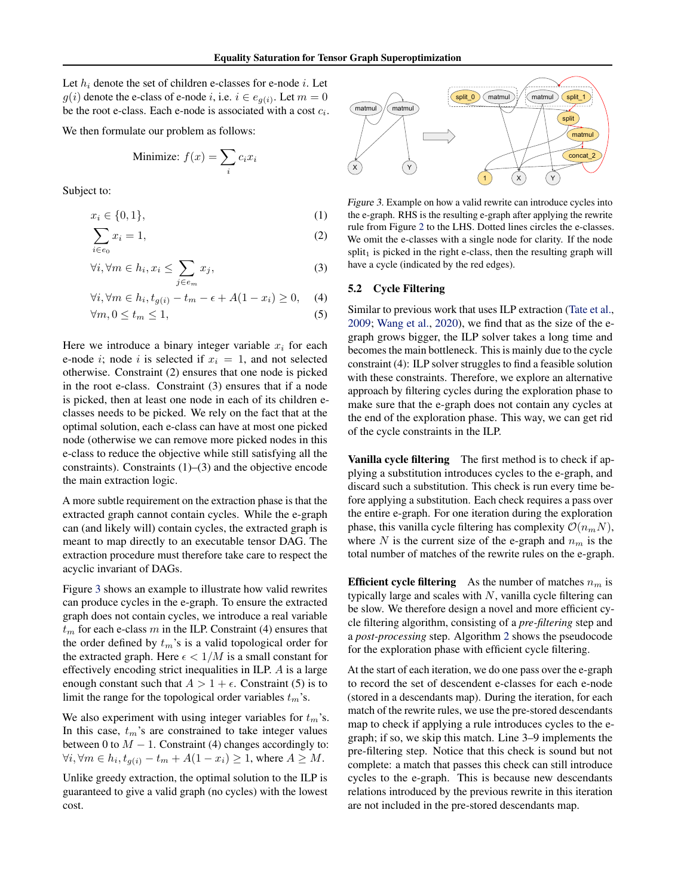Let $h_i$ denote the set of children e-classes for e-node $i$. Let $g(i)$ denote the e-class of e-node $i$, i.e. $i \in e_{g(i)}$. Let $m = 0$ be the root e-class. Each e-node is associated with a cost $c_i$.

We then formulate our problem as follows:

$$\text{Minimize: } f(x) = \sum_i c_i x_i$$

Subject to:

$$x_i \in \{0, 1\}, \tag{1}$$

$$\sum_{i \in e_0} x_i = 1, \tag{2}$$

$$\forall i, \forall m \in h_i, x_i \leq \sum_{j \in e_m} x_j, \tag{3}$$

$$\forall i, \forall m \in h_i, t_{g(i)} - t_m - \epsilon + A(1 - x_i) \geq 0, \tag{4}$$

$$\forall m, 0 \leq t_m \leq 1, \tag{5}$$

Here we introduce a binary integer variable $x_i$ for each e-node $i$; node $i$ is selected if $x_i = 1$, and not selected otherwise. Constraint (2) ensures that one node is picked in the root e-class. Constraint (3) ensures that if a node is picked, then at least one node in each of its children e-classes needs to be picked. We rely on the fact that at the optimal solution, each e-class can have at most one picked node (otherwise we can remove more picked nodes in this e-class to reduce the objective while still satisfying all the constraints). Constraints (1)–(3) and the objective encode the main extraction logic.

A more subtle requirement on the extraction phase is that the extracted graph cannot contain cycles. While the e-graph can (and likely will) contain cycles, the extracted graph is meant to map directly to an executable tensor DAG. The extraction procedure must therefore take care to respect the acyclic invariant of DAGs.

Figure 3 shows an example to illustrate how valid rewrites can produce cycles in the e-graph. To ensure the extracted graph does not contain cycles, we introduce a real variable $t_m$ for each e-class $m$ in the ILP. Constraint (4) ensures that the order defined by $t_m$'s is a valid topological order for the extracted graph. Here $\epsilon < 1/M$ is a small constant for effectively encoding strict inequalities in ILP. $A$ is a large enough constant such that $A > 1 + \epsilon$. Constraint (5) is to limit the range for the topological order variables $t_m$'s.

We also experiment with using integer variables for $t_m$'s. In this case, $t_m$'s are constrained to take integer values between 0 to $M - 1$. Constraint (4) changes accordingly to: $\forall i, \forall m \in h_i, t_{g(i)} - t_m + A(1 - x_i) \geq 1$, where $A \geq M$.

Unlike greedy extraction, the optimal solution to the ILP is guaranteed to give a valid graph (no cycles) with the lowest cost.

*Figure 3.* Example on how a valid rewrite can introduce cycles into the e-graph. RHS is the resulting e-graph after applying the rewrite rule from Figure 2 to the LHS. Dotted lines circles the e-classes. We omit the e-classes with a single node for clarity. If the node $\text{split}_1$ is picked in the right e-class, then the resulting graph will have a cycle (indicated by the red edges).

### 5.2 Cycle Filtering

Similar to previous work that uses ILP extraction (Tate et al., 2009; Wang et al., 2020), we find that as the size of the e-graph grows bigger, the ILP solver takes a long time and becomes the main bottleneck. This is mainly due to the cycle constraint (4): ILP solver struggles to find a feasible solution with these constraints. Therefore, we explore an alternative approach by filtering cycles during the exploration phase to make sure that the e-graph does not contain any cycles at the end of the exploration phase. This way, we can get rid of the cycle constraints in the ILP.

**Vanilla cycle filtering** The first method is to check if applying a substitution introduces cycles to the e-graph, and discard such a substitution. This check is run every time before applying a substitution. Each check requires a pass over the entire e-graph. For one iteration during the exploration phase, this vanilla cycle filtering has complexity $\mathcal{O}(n_m N)$, where $N$ is the current size of the e-graph and $n_m$ is the total number of matches of the rewrite rules on the e-graph.

**Efficient cycle filtering** As the number of matches $n_m$ is typically large and scales with $N$, vanilla cycle filtering can be slow. We therefore design a novel and more efficient cycle filtering algorithm, consisting of a *pre-filtering* step and a *post-processing* step. Algorithm 2 shows the pseudocode for the exploration phase with efficient cycle filtering.

At the start of each iteration, we do one pass over the e-graph to record the set of descendent e-classes for each e-node (stored in a descendants map). During the iteration, for each match of the rewrite rules, we use the pre-stored descendants map to check if applying a rule introduces cycles to the e-graph; if so, we skip this match. Line 3–9 implements the pre-filtering step. Notice that this check is sound but not complete: a match that passes this check can still introduce cycles to the e-graph. This is because new descendants relations introduced by the previous rewrite in this iteration are not included in the pre-stored descendants map.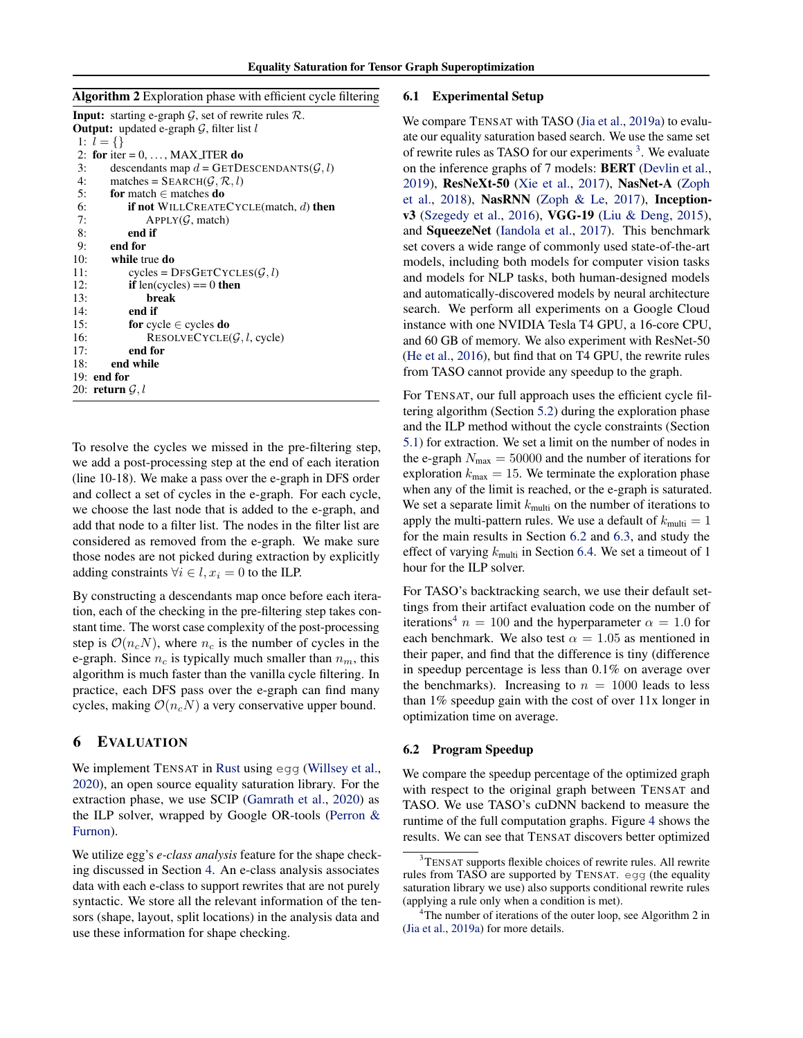**Algorithm 2** Exploration phase with efficient cycle filtering

```
Input: starting e-graph G, set of rewrite rules R.
Output: updated e-graph G, filter list l
 1: l = {}
 2: for iter = 0, ..., MAX_ITER do
 3:     descendants map d = GETDESCENDANTS(G, l)
 4:     matches = SEARCH(G, R, l)
 5:     for match ∈ matches do
 6:         if not WILLCREATECYCLE(match, d) then
 7:             APPLY(G, match)
 8:         end if
 9:     end for
10:     while true do
11:         cycles = DFSGETCYCLES(G, l)
12:         if len(cycles) == 0 then
13:             break
14:         end if
15:         for cycle ∈ cycles do
16:             RESOLVECYCLE(G, l, cycle)
17:         end for
18:     end while
19: end for
20: return G, l
```

To resolve the cycles we missed in the pre-filtering step, we add a post-processing step at the end of each iteration (line 10-18). We make a pass over the e-graph in DFS order and collect a set of cycles in the e-graph. For each cycle, we choose the last node that is added to the e-graph, and add that node to a filter list. The nodes in the filter list are considered as removed from the e-graph. We make sure those nodes are not picked during extraction by explicitly adding constraints $\forall i \in l, x_i = 0$ to the ILP.

By constructing a descendants map once before each iteration, each of the checking in the pre-filtering step takes constant time. The worst case complexity of the post-processing step is $\mathcal{O}(n_c N)$, where $n_c$ is the number of cycles in the e-graph. Since $n_c$ is typically much smaller than $n_m$, this algorithm is much faster than the vanilla cycle filtering. In practice, each DFS pass over the e-graph can find many cycles, making $\mathcal{O}(n_c N)$ a very conservative upper bound.

## 6 Evaluation

We implement TENSAT in Rust using egg (Willsey et al., 2020), an open source equality saturation library. For the extraction phase, we use SCIP (Gamrath et al., 2020) as the ILP solver, wrapped by Google OR-tools (Perron & Furnon).

We utilize egg's *e-class analysis* feature for the shape checking discussed in Section 4. An e-class analysis associates data with each e-class to support rewrites that are not purely syntactic. We store all the relevant information of the tensors (shape, layout, split locations) in the analysis data and use these information for shape checking.

### 6.1 Experimental Setup

We compare TENSAT with TASO (Jia et al., 2019a) to evaluate our equality saturation based search. We use the same set of rewrite rules as TASO for our experiments [3]. We evaluate on the inference graphs of 7 models: **BERT** (Devlin et al., 2019), **ResNeXt-50** (Xie et al., 2017), **NasNet-A** (Zoph et al., 2018), **NasRNN** (Zoph & Le, 2017), **Inception-v3** (Szegedy et al., 2016), **VGG-19** (Liu & Deng, 2015), and **SqueezeNet** (Iandola et al., 2017). This benchmark set covers a wide range of commonly used state-of-the-art models, including both models for computer vision tasks and models for NLP tasks, both human-designed models and automatically-discovered models by neural architecture search. We perform all experiments on a Google Cloud instance with one NVIDIA Tesla T4 GPU, a 16-core CPU, and 60 GB of memory. We also experiment with ResNet-50 (He et al., 2016), but find that on T4 GPU, the rewrite rules from TASO cannot provide any speedup to the graph.

For TENSAT, our full approach uses the efficient cycle filtering algorithm (Section 5.2) during the exploration phase and the ILP method without the cycle constraints (Section 5.1) for extraction. We set a limit on the number of nodes in the e-graph $N_{\text{max}} = 50000$ and the number of iterations for exploration $k_{\text{max}} = 15$. We terminate the exploration phase when any of the limit is reached, or the e-graph is saturated. We set a separate limit $k_{\text{multi}}$ on the number of iterations to apply the multi-pattern rules. We use a default of $k_{\text{multi}} = 1$ for the main results in Section 6.2 and 6.3, and study the effect of varying $k_{\text{multi}}$ in Section 6.4. We set a timeout of 1 hour for the ILP solver.

For TASO's backtracking search, we use their default settings from their artifact evaluation code on the number of iterations[4] $n = 100$ and the hyperparameter $\alpha = 1.0$ for each benchmark. We also test $\alpha = 1.05$ as mentioned in their paper, and find that the difference is tiny (difference in speedup percentage is less than 0.1% on average over the benchmarks). Increasing to $n = 1000$ leads to less than 1% speedup gain with the cost of over 11x longer in optimization time on average.

### 6.2 Program Speedup

We compare the speedup percentage of the optimized graph with respect to the original graph between TENSAT and TASO. We use TASO's cuDNN backend to measure the runtime of the full computation graphs. Figure 4 shows the results. We can see that TENSAT discovers better optimized

[3] TENSAT supports flexible choices of rewrite rules. All rewrite rules from TASO are supported by TENSAT. egg (the equality saturation library we use) also supports conditional rewrite rules (applying a rule only when a condition is met).

[4] The number of iterations of the outer loop, see Algorithm 2 in (Jia et al., 2019a) for more details.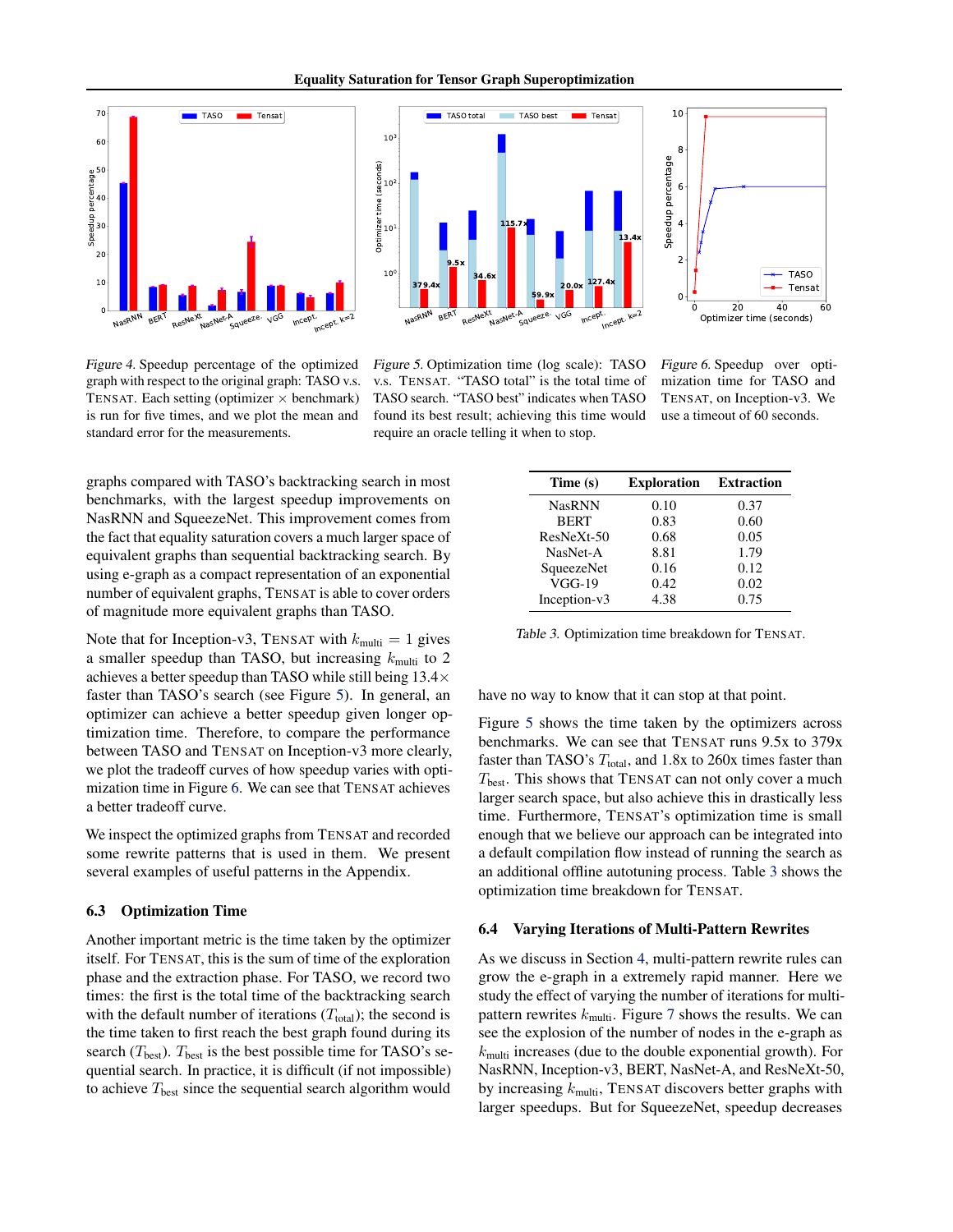Figure 4. Speedup percentage of the optimized graph with respect to the original graph: TASO v.s. TENSAT. Each setting (optimizer × benchmark) is run for five times, and we plot the mean and standard error for the measurements.

Figure 5. Optimization time (log scale): TASO v.s. TENSAT. "TASO total" is the total time of TASO search. "TASO best" indicates when TASO found its best result; achieving this time would require an oracle telling it when to stop.

Figure 6. Speedup over optimization time for TASO and TENSAT, on Inception-v3. We use a timeout of 60 seconds.

graphs compared with TASO's backtracking search in most benchmarks, with the largest speedup improvements on NasRNN and SqueezeNet. This improvement comes from the fact that equality saturation covers a much larger space of equivalent graphs than sequential backtracking search. By using e-graph as a compact representation of an exponential number of equivalent graphs, TENSAT is able to cover orders of magnitude more equivalent graphs than TASO.

Note that for Inception-v3, TENSAT with $k_{\text{multi}} = 1$ gives a smaller speedup than TASO, but increasing $k_{\text{multi}}$ to 2 achieves a better speedup than TASO while still being 13.4× faster than TASO's search (see Figure 5). In general, an optimizer can achieve a better speedup given longer optimization time. Therefore, to compare the performance between TASO and TENSAT on Inception-v3 more clearly, we plot the tradeoff curves of how speedup varies with optimization time in Figure 6. We can see that TENSAT achieves a better tradeoff curve.

We inspect the optimized graphs from TENSAT and recorded some rewrite patterns that is used in them. We present several examples of useful patterns in the Appendix.

### 6.3 Optimization Time

Another important metric is the time taken by the optimizer itself. For TENSAT, this is the sum of time of the exploration phase and the extraction phase. For TASO, we record two times: the first is the total time of the backtracking search with the default number of iterations ($T_{\text{total}}$); the second is the time taken to first reach the best graph found during its search ($T_{\text{best}}$). $T_{\text{best}}$ is the best possible time for TASO's sequential search. In practice, it is difficult (if not impossible) to achieve $T_{\text{best}}$ since the sequential search algorithm would have no way to know that it can stop at that point.

| Time (s) | Exploration | Extraction |
|---|---|---|
| NasRNN | 0.10 | 0.37 |
| BERT | 0.83 | 0.60 |
| ResNeXt-50 | 0.68 | 0.05 |
| NasNet-A | 8.81 | 1.79 |
| SqueezeNet | 0.16 | 0.12 |
| VGG-19 | 0.42 | 0.02 |
| Inception-v3 | 4.38 | 0.75 |

Table 3. Optimization time breakdown for TENSAT.

Figure 5 shows the time taken by the optimizers across benchmarks. We can see that TENSAT runs 9.5x to 379x faster than TASO's $T_{\text{total}}$, and 1.8x to 260x times faster than $T_{\text{best}}$. This shows that TENSAT can not only cover a much larger search space, but also achieve this in drastically less time. Furthermore, TENSAT's optimization time is small enough that we believe our approach can be integrated into a default compilation flow instead of running the search as an additional offline autotuning process. Table 3 shows the optimization time breakdown for TENSAT.

### 6.4 Varying Iterations of Multi-Pattern Rewrites

As we discuss in Section 4, multi-pattern rewrite rules can grow the e-graph in a extremely rapid manner. Here we study the effect of varying the number of iterations for multi-pattern rewrites $k_{\text{multi}}$. Figure 7 shows the results. We can see the explosion of the number of nodes in the e-graph as $k_{\text{multi}}$ increases (due to the double exponential growth). For NasRNN, Inception-v3, BERT, NasNet-A, and ResNeXt-50, by increasing $k_{\text{multi}}$, TENSAT discovers better graphs with larger speedups. But for SqueezeNet, speedup decreases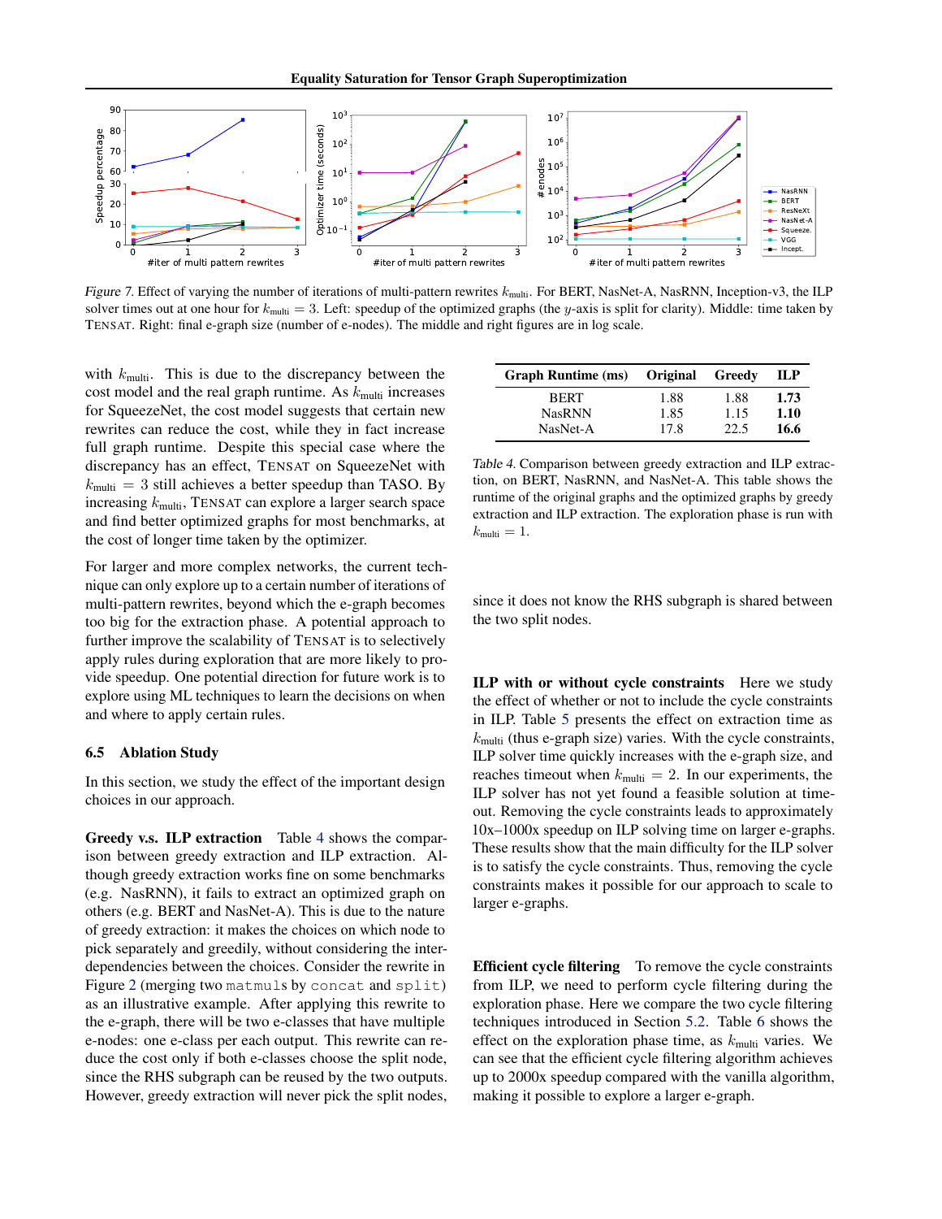*Figure 7.* Effect of varying the number of iterations of multi-pattern rewrites $k_{\text{multi}}$. For BERT, NasNet-A, NasRNN, Inception-v3, the ILP solver times out at one hour for $k_{\text{multi}} = 3$. Left: speedup of the optimized graphs (the $y$-axis is split for clarity). Middle: time taken by TENSAT. Right: final e-graph size (number of e-nodes). The middle and right figures are in log scale.

with $k_{\text{multi}}$. This is due to the discrepancy between the cost model and the real graph runtime. As $k_{\text{multi}}$ increases for SqueezeNet, the cost model suggests that certain new rewrites can reduce the cost, while they in fact increase full graph runtime. Despite this special case where the discrepancy has an effect, TENSAT on SqueezeNet with $k_{\text{multi}} = 3$ still achieves a better speedup than TASO. By increasing $k_{\text{multi}}$, TENSAT can explore a larger search space and find better optimized graphs for most benchmarks, at the cost of longer time taken by the optimizer.

For larger and more complex networks, the current technique can only explore up to a certain number of iterations of multi-pattern rewrites, beyond which the e-graph becomes too big for the extraction phase. A potential approach to further improve the scalability of TENSAT is to selectively apply rules during exploration that are more likely to provide speedup. One potential direction for future work is to explore using ML techniques to learn the decisions on when and where to apply certain rules.

### 6.5 Ablation Study

In this section, we study the effect of the important design choices in our approach.

**Greedy v.s. ILP extraction** Table 4 shows the comparison between greedy extraction and ILP extraction. Although greedy extraction works fine on some benchmarks (e.g. NasRNN), it fails to extract an optimized graph on others (e.g. BERT and NasNet-A). This is due to the nature of greedy extraction: it makes the choices on which node to pick separately and greedily, without considering the inter-dependencies between the choices. Consider the rewrite in Figure 2 (merging two `matmuls` by `concat` and `split`) as an illustrative example. After applying this rewrite to the e-graph, there will be two e-classes that have multiple e-nodes: one e-class per each output. This rewrite can reduce the cost only if both e-classes choose the split node, since the RHS subgraph can be reused by the two outputs. However, greedy extraction will never pick the split nodes, since it does not know the RHS subgraph is shared between the two split nodes.

| Graph Runtime (ms) | Original | Greedy | ILP |
|---|---|---|---|
| BERT | 1.88 | 1.88 | **1.73** |
| NasRNN | 1.85 | 1.15 | **1.10** |
| NasNet-A | 17.8 | 22.5 | **16.6** |

*Table 4.* Comparison between greedy extraction and ILP extraction, on BERT, NasRNN, and NasNet-A. This table shows the runtime of the original graphs and the optimized graphs by greedy extraction and ILP extraction. The exploration phase is run with $k_{\text{multi}} = 1$.

**ILP with or without cycle constraints** Here we study the effect of whether or not to include the cycle constraints in ILP. Table 5 presents the effect on extraction time as $k_{\text{multi}}$ (thus e-graph size) varies. With the cycle constraints, ILP solver time quickly increases with the e-graph size, and reaches timeout when $k_{\text{multi}} = 2$. In our experiments, the ILP solver has not yet found a feasible solution at timeout. Removing the cycle constraints leads to approximately 10x–1000x speedup on ILP solving time on larger e-graphs. These results show that the main difficulty for the ILP solver is to satisfy the cycle constraints. Thus, removing the cycle constraints makes it possible for our approach to scale to larger e-graphs.

**Efficient cycle filtering** To remove the cycle constraints from ILP, we need to perform cycle filtering during the exploration phase. Here we compare the two cycle filtering techniques introduced in Section 5.2. Table 6 shows the effect on the exploration phase time, as $k_{\text{multi}}$ varies. We can see that the efficient cycle filtering algorithm achieves up to 2000x speedup compared with the vanilla algorithm, making it possible to explore a larger e-graph.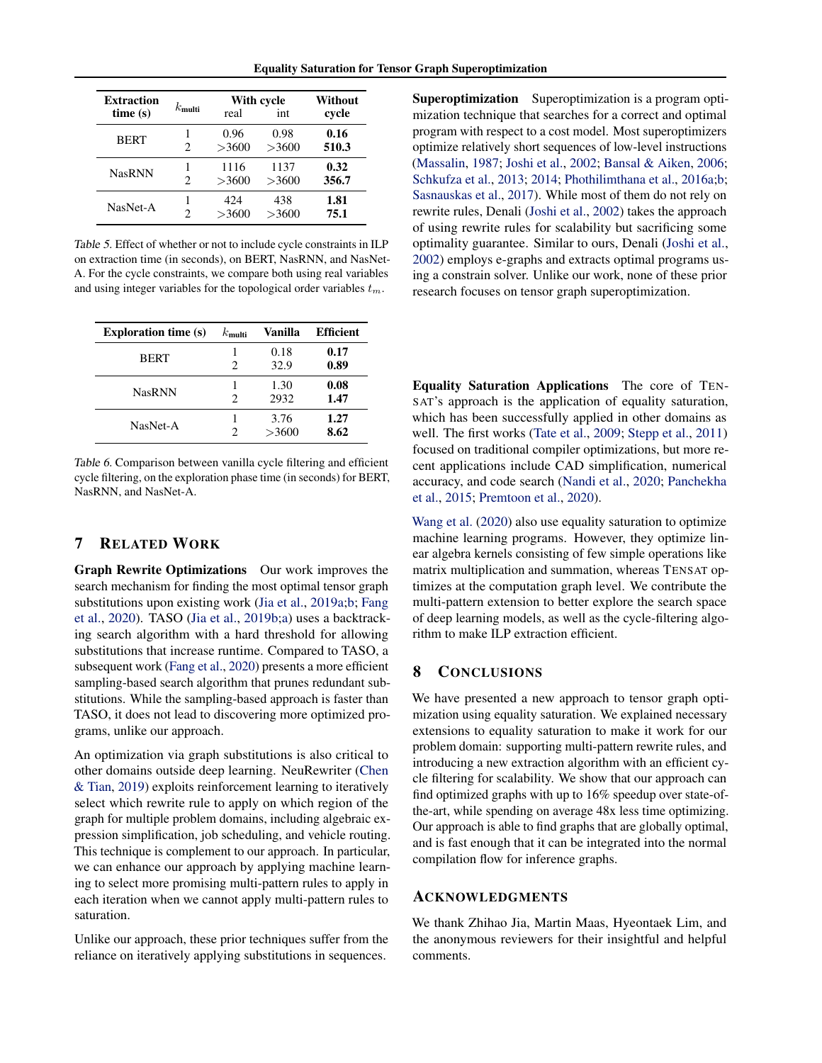| Extraction time (s) | $k_{\text{multi}}$ | With cycle | | Without cycle |
|---|---|---|---|---|
| | | real | int | |
| BERT | 1 | 0.96 | 0.98 | **0.16** |
| | 2 | >3600 | >3600 | **510.3** |
| NasRNN | 1 | 1116 | 1137 | **0.32** |
| | 2 | >3600 | >3600 | **356.7** |
| NasNet-A | 1 | 424 | 438 | **1.81** |
| | 2 | >3600 | >3600 | **75.1** |

*Table 5.* Effect of whether or not to include cycle constraints in ILP on extraction time (in seconds), on BERT, NasRNN, and NasNet-A. For the cycle constraints, we compare both using real variables and using integer variables for the topological order variables $t_m$.

| Exploration time (s) | $k_{\text{multi}}$ | Vanilla | Efficient |
|---|---|---|---|
| BERT | 1 | 0.18 | **0.17** |
| | 2 | 32.9 | **0.89** |
| NasRNN | 1 | 1.30 | **0.08** |
| | 2 | 2932 | **1.47** |
| NasNet-A | 1 | 3.76 | **1.27** |
| | 2 | >3600 | **8.62** |

*Table 6.* Comparison between vanilla cycle filtering and efficient cycle filtering, on the exploration phase time (in seconds) for BERT, NasRNN, and NasNet-A.

## 7 RELATED WORK

**Graph Rewrite Optimizations** Our work improves the search mechanism for finding the most optimal tensor graph substitutions upon existing work (Jia et al., 2019a;b; Fang et al., 2020). TASO (Jia et al., 2019b;a) uses a backtracking search algorithm with a hard threshold for allowing substitutions that increase runtime. Compared to TASO, a subsequent work (Fang et al., 2020) presents a more efficient sampling-based search algorithm that prunes redundant substitutions. While the sampling-based approach is faster than TASO, it does not lead to discovering more optimized programs, unlike our approach.

An optimization via graph substitutions is also critical to other domains outside deep learning. NeuRewriter (Chen & Tian, 2019) exploits reinforcement learning to iteratively select which rewrite rule to apply on which region of the graph for multiple problem domains, including algebraic expression simplification, job scheduling, and vehicle routing. This technique is complement to our approach. In particular, we can enhance our approach by applying machine learning to select more promising multi-pattern rules to apply in each iteration when we cannot apply multi-pattern rules to saturation.

Unlike our approach, these prior techniques suffer from the reliance on iteratively applying substitutions in sequences.

**Superoptimization** Superoptimization is a program optimization technique that searches for a correct and optimal program with respect to a cost model. Most superoptimizers optimize relatively short sequences of low-level instructions (Massalin, 1987; Joshi et al., 2002; Bansal & Aiken, 2006; Schkufza et al., 2013; 2014; Phothilimthana et al., 2016a;b; Sasnauskas et al., 2017). While most of them do not rely on rewrite rules, Denali (Joshi et al., 2002) takes the approach of using rewrite rules for scalability but sacrificing some optimality guarantee. Similar to ours, Denali (Joshi et al., 2002) employs e-graphs and extracts optimal programs using a constrain solver. Unlike our work, none of these prior research focuses on tensor graph superoptimization.

**Equality Saturation Applications** The core of TENSAT's approach is the application of equality saturation, which has been successfully applied in other domains as well. The first works (Tate et al., 2009; Stepp et al., 2011) focused on traditional compiler optimizations, but more recent applications include CAD simplification, numerical accuracy, and code search (Nandi et al., 2020; Panchekha et al., 2015; Premtoon et al., 2020).

Wang et al. (2020) also use equality saturation to optimize machine learning programs. However, they optimize linear algebra kernels consisting of few simple operations like matrix multiplication and summation, whereas TENSAT optimizes at the computation graph level. We contribute the multi-pattern extension to better explore the search space of deep learning models, as well as the cycle-filtering algorithm to make ILP extraction efficient.

## 8 CONCLUSIONS

We have presented a new approach to tensor graph optimization using equality saturation. We explained necessary extensions to equality saturation to make it work for our problem domain: supporting multi-pattern rewrite rules, and introducing a new extraction algorithm with an efficient cycle filtering for scalability. We show that our approach can find optimized graphs with up to 16% speedup over state-of-the-art, while spending on average 48x less time optimizing. Our approach is able to find graphs that are globally optimal, and is fast enough that it can be integrated into the normal compilation flow for inference graphs.

## ACKNOWLEDGMENTS

We thank Zhihao Jia, Martin Maas, Hyeontaek Lim, and the anonymous reviewers for their insightful and helpful comments.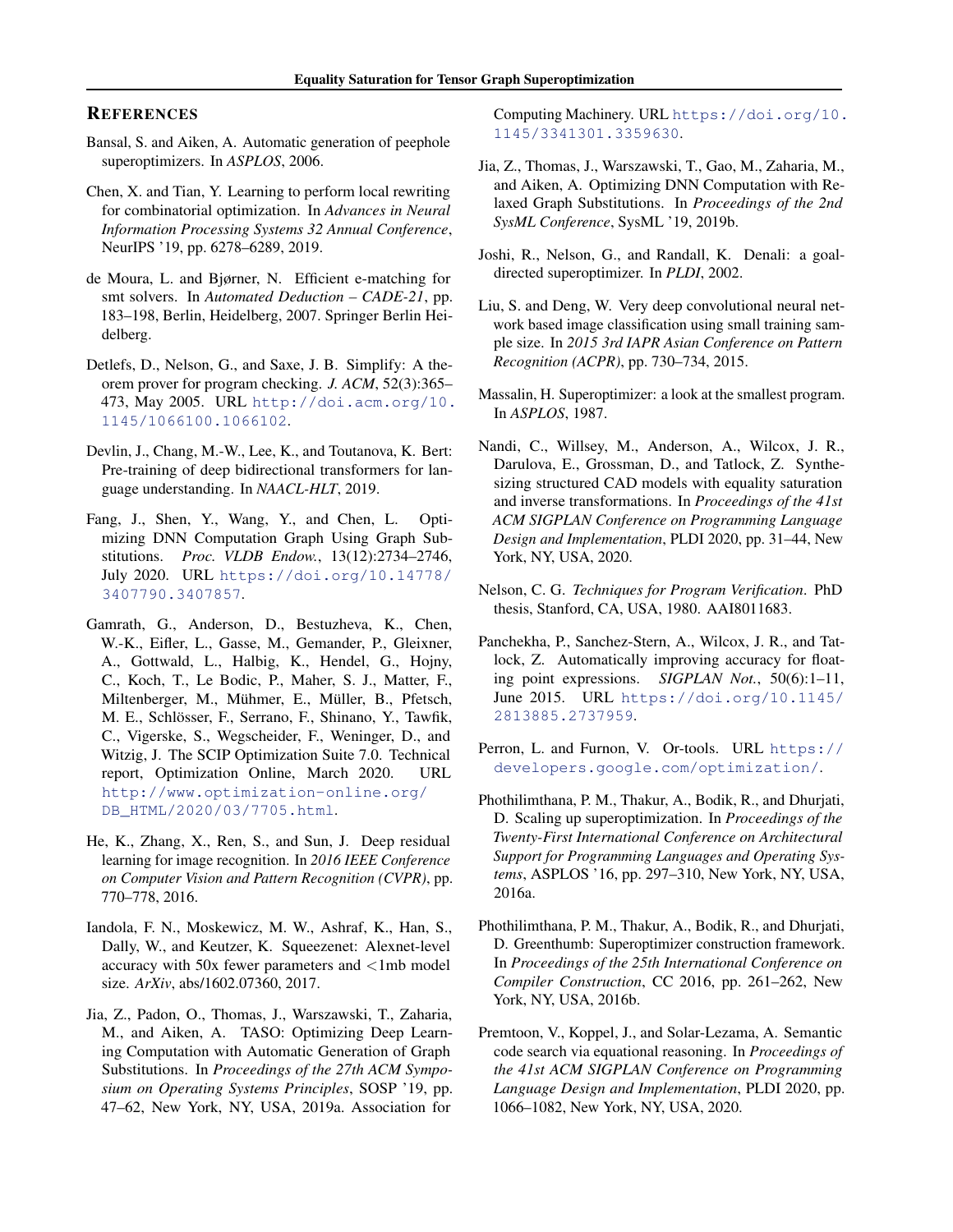## REFERENCES

Bansal, S. and Aiken, A. Automatic generation of peephole superoptimizers. In *ASPLOS*, 2006.

Chen, X. and Tian, Y. Learning to perform local rewriting for combinatorial optimization. In *Advances in Neural Information Processing Systems 32 Annual Conference*, NeurIPS '19, pp. 6278–6289, 2019.

de Moura, L. and Bjørner, N. Efficient e-matching for smt solvers. In *Automated Deduction – CADE-21*, pp. 183–198, Berlin, Heidelberg, 2007. Springer Berlin Heidelberg.

Detlefs, D., Nelson, G., and Saxe, J. B. Simplify: A theorem prover for program checking. *J. ACM*, 52(3):365–473, May 2005. URL http://doi.acm.org/10.1145/1066100.1066102.

Devlin, J., Chang, M.-W., Lee, K., and Toutanova, K. Bert: Pre-training of deep bidirectional transformers for language understanding. In *NAACL-HLT*, 2019.

Fang, J., Shen, Y., Wang, Y., and Chen, L. Optimizing DNN Computation Graph Using Graph Substitutions. *Proc. VLDB Endow.*, 13(12):2734–2746, July 2020. URL https://doi.org/10.14778/3407790.3407857.

Gamrath, G., Anderson, D., Bestuzheva, K., Chen, W.-K., Eifler, L., Gasse, M., Gemander, P., Gleixner, A., Gottwald, L., Halbig, K., Hendel, G., Hojny, C., Koch, T., Le Bodic, P., Maher, S. J., Matter, F., Miltenberger, M., Mühmer, E., Müller, B., Pfetsch, M. E., Schlösser, F., Serrano, F., Shinano, Y., Tawfik, C., Vigerske, S., Wegscheider, F., Weninger, D., and Witzig, J. The SCIP Optimization Suite 7.0. Technical report, Optimization Online, March 2020. URL http://www.optimization-online.org/DB_HTML/2020/03/7705.html.

He, K., Zhang, X., Ren, S., and Sun, J. Deep residual learning for image recognition. In *2016 IEEE Conference on Computer Vision and Pattern Recognition (CVPR)*, pp. 770–778, 2016.

Iandola, F. N., Moskewicz, M. W., Ashraf, K., Han, S., Dally, W., and Keutzer, K. Squeezenet: Alexnet-level accuracy with 50x fewer parameters and <1mb model size. *ArXiv*, abs/1602.07360, 2017.

Jia, Z., Padon, O., Thomas, J., Warszawski, T., Zaharia, M., and Aiken, A. TASO: Optimizing Deep Learning Computation with Automatic Generation of Graph Substitutions. In *Proceedings of the 27th ACM Symposium on Operating Systems Principles*, SOSP '19, pp. 47–62, New York, NY, USA, 2019a. Association for Computing Machinery. URL https://doi.org/10.1145/3341301.3359630.

Jia, Z., Thomas, J., Warszawski, T., Gao, M., Zaharia, M., and Aiken, A. Optimizing DNN Computation with Relaxed Graph Substitutions. In *Proceedings of the 2nd SysML Conference*, SysML '19, 2019b.

Joshi, R., Nelson, G., and Randall, K. Denali: a goal-directed superoptimizer. In *PLDI*, 2002.

Liu, S. and Deng, W. Very deep convolutional neural network based image classification using small training sample size. In *2015 3rd IAPR Asian Conference on Pattern Recognition (ACPR)*, pp. 730–734, 2015.

Massalin, H. Superoptimizer: a look at the smallest program. In *ASPLOS*, 1987.

Nandi, C., Willsey, M., Anderson, A., Wilcox, J. R., Darulova, E., Grossman, D., and Tatlock, Z. Synthesizing structured CAD models with equality saturation and inverse transformations. In *Proceedings of the 41st ACM SIGPLAN Conference on Programming Language Design and Implementation*, PLDI 2020, pp. 31–44, New York, NY, USA, 2020.

Nelson, C. G. *Techniques for Program Verification*. PhD thesis, Stanford, CA, USA, 1980. AAI8011683.

Panchekha, P., Sanchez-Stern, A., Wilcox, J. R., and Tatlock, Z. Automatically improving accuracy for floating point expressions. *SIGPLAN Not.*, 50(6):1–11, June 2015. URL https://doi.org/10.1145/2813885.2737959.

Perron, L. and Furnon, V. Or-tools. URL https://developers.google.com/optimization/.

Phothilimthana, P. M., Thakur, A., Bodik, R., and Dhurjati, D. Scaling up superoptimization. In *Proceedings of the Twenty-First International Conference on Architectural Support for Programming Languages and Operating Systems*, ASPLOS '16, pp. 297–310, New York, NY, USA, 2016a.

Phothilimthana, P. M., Thakur, A., Bodik, R., and Dhurjati, D. Greenthumb: Superoptimizer construction framework. In *Proceedings of the 25th International Conference on Compiler Construction*, CC 2016, pp. 261–262, New York, NY, USA, 2016b.

Premtoon, V., Koppel, J., and Solar-Lezama, A. Semantic code search via equational reasoning. In *Proceedings of the 41st ACM SIGPLAN Conference on Programming Language Design and Implementation*, PLDI 2020, pp. 1066–1082, New York, NY, USA, 2020.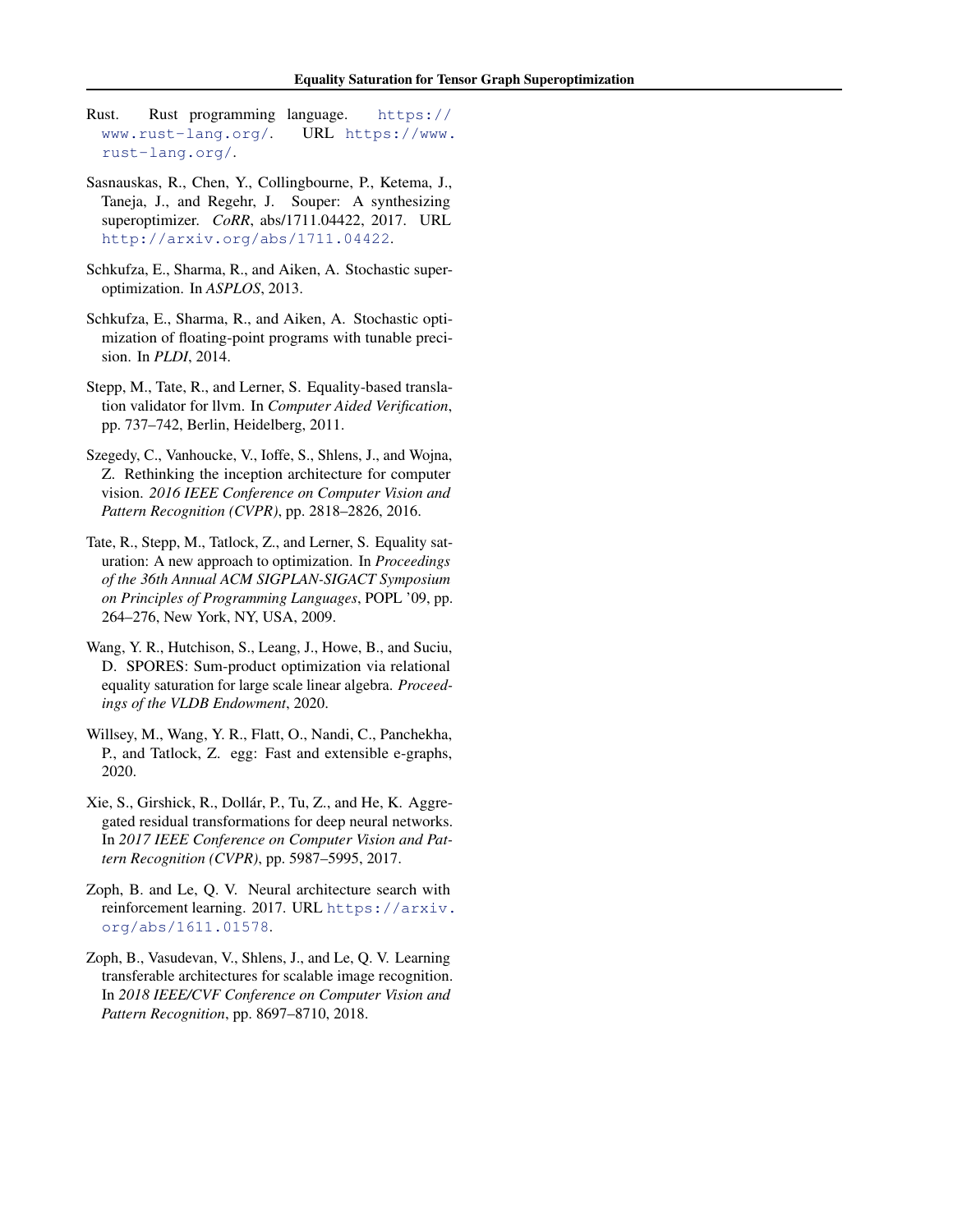Rust. Rust programming language. https://www.rust-lang.org/. URL https://www.rust-lang.org/.

Sasnauskas, R., Chen, Y., Collingbourne, P., Ketema, J., Taneja, J., and Regehr, J. Souper: A synthesizing superoptimizer. *CoRR*, abs/1711.04422, 2017. URL http://arxiv.org/abs/1711.04422.

Schkufza, E., Sharma, R., and Aiken, A. Stochastic superoptimization. In *ASPLOS*, 2013.

Schkufza, E., Sharma, R., and Aiken, A. Stochastic optimization of floating-point programs with tunable precision. In *PLDI*, 2014.

Stepp, M., Tate, R., and Lerner, S. Equality-based translation validator for llvm. In *Computer Aided Verification*, pp. 737–742, Berlin, Heidelberg, 2011.

Szegedy, C., Vanhoucke, V., Ioffe, S., Shlens, J., and Wojna, Z. Rethinking the inception architecture for computer vision. *2016 IEEE Conference on Computer Vision and Pattern Recognition (CVPR)*, pp. 2818–2826, 2016.

Tate, R., Stepp, M., Tatlock, Z., and Lerner, S. Equality saturation: A new approach to optimization. In *Proceedings of the 36th Annual ACM SIGPLAN-SIGACT Symposium on Principles of Programming Languages*, POPL '09, pp. 264–276, New York, NY, USA, 2009.

Wang, Y. R., Hutchison, S., Leang, J., Howe, B., and Suciu, D. SPORES: Sum-product optimization via relational equality saturation for large scale linear algebra. *Proceedings of the VLDB Endowment*, 2020.

Willsey, M., Wang, Y. R., Flatt, O., Nandi, C., Panchekha, P., and Tatlock, Z. egg: Fast and extensible e-graphs, 2020.

Xie, S., Girshick, R., Dollár, P., Tu, Z., and He, K. Aggregated residual transformations for deep neural networks. In *2017 IEEE Conference on Computer Vision and Pattern Recognition (CVPR)*, pp. 5987–5995, 2017.

Zoph, B. and Le, Q. V. Neural architecture search with reinforcement learning. 2017. URL https://arxiv.org/abs/1611.01578.

Zoph, B., Vasudevan, V., Shlens, J., and Le, Q. V. Learning transferable architectures for scalable image recognition. In *2018 IEEE/CVF Conference on Computer Vision and Pattern Recognition*, pp. 8697–8710, 2018.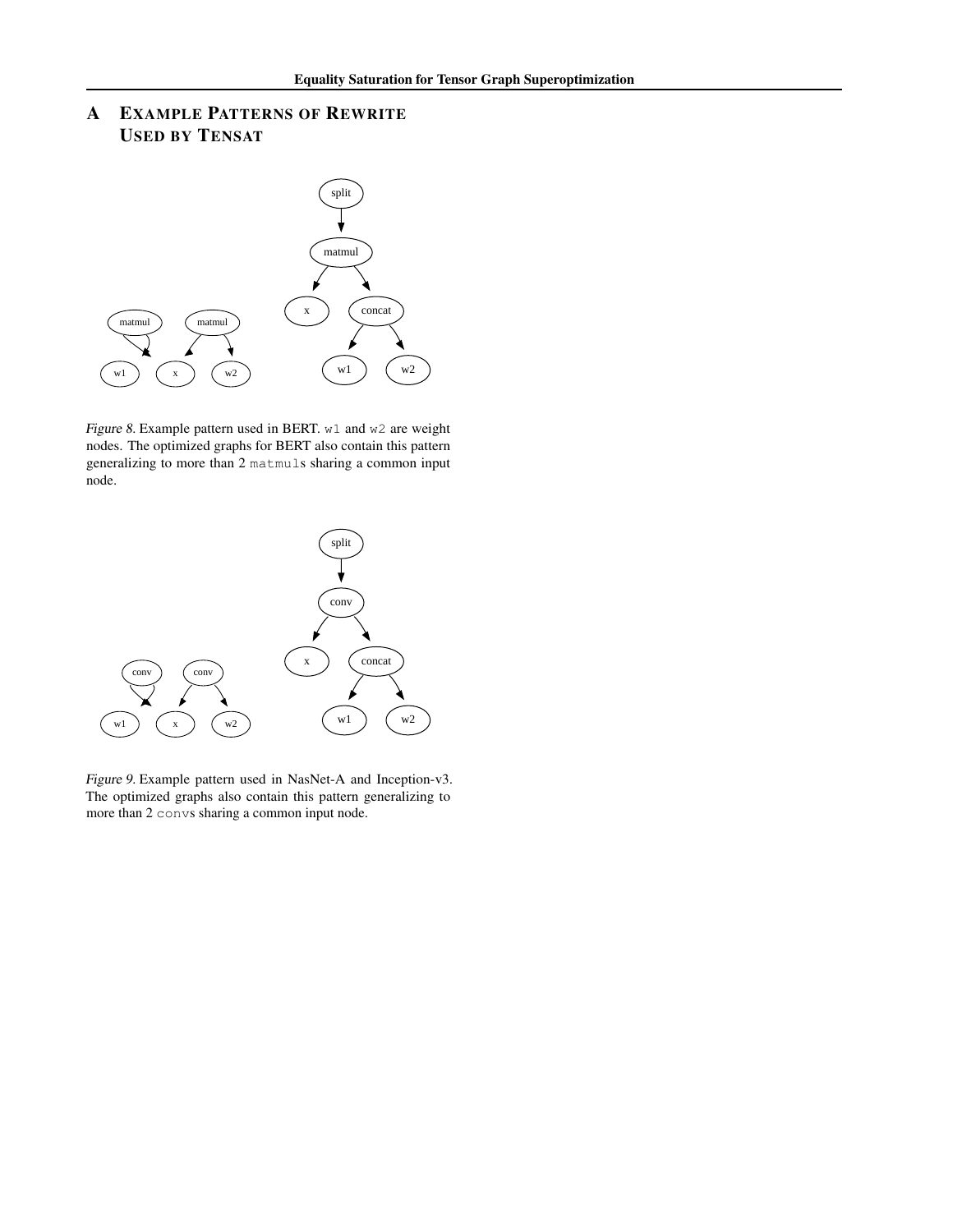# A Example Patterns of Rewrite Used by TENSAT

*Figure 8.* Example pattern used in BERT. `w1` and `w2` are weight nodes. The optimized graphs for BERT also contain this pattern generalizing to more than 2 `matmul`s sharing a common input node.

*Figure 9.* Example pattern used in NasNet-A and Inception-v3. The optimized graphs also contain this pattern generalizing to more than 2 `conv`s sharing a common input node.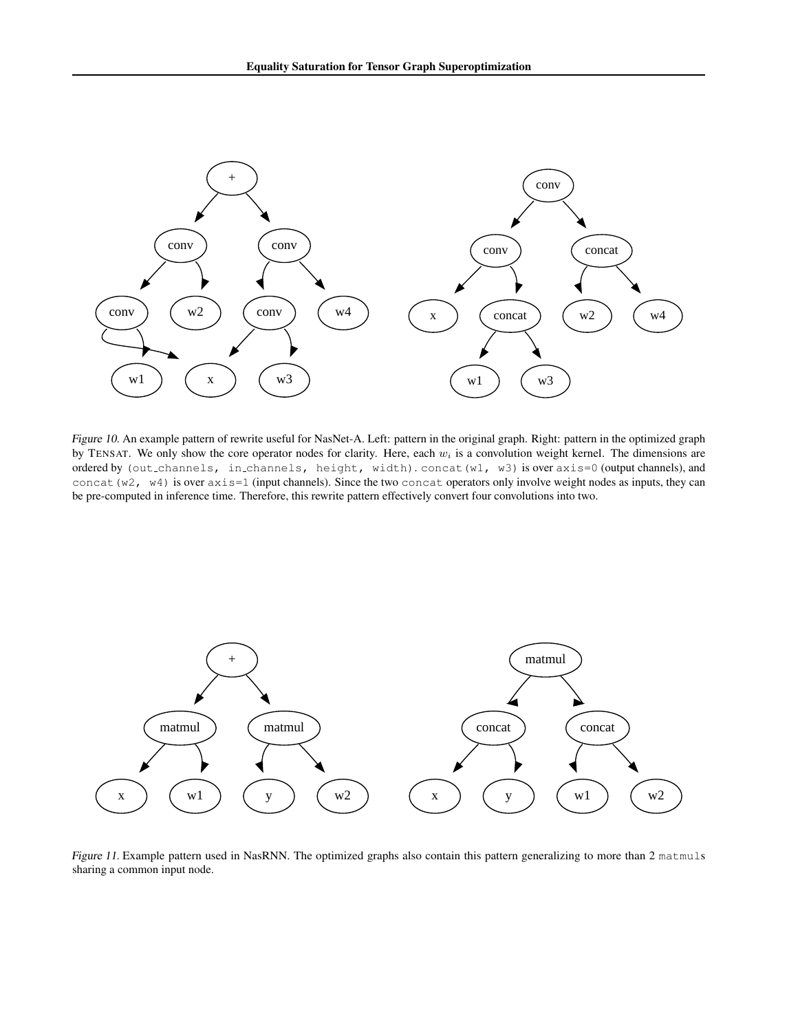+
conv
conv
conv
w2
conv
w4
w1
x
w3

conv
conv
concat
x
concat
w2
w4
w1
w3

*Figure 10.* An example pattern of rewrite useful for NasNet-A. Left: pattern in the original graph. Right: pattern in the optimized graph by TENSAT. We only show the core operator nodes for clarity. Here, each $w_i$ is a convolution weight kernel. The dimensions are ordered by `(out_channels, in_channels, height, width)`. `concat(w1, w3)` is over `axis=0` (output channels), and `concat(w2, w4)` is over `axis=1` (input channels). Since the two `concat` operators only involve weight nodes as inputs, they can be pre-computed in inference time. Therefore, this rewrite pattern effectively convert four convolutions into two.

+
matmul
matmul
x
w1
y
w2

matmul
concat
concat
x
y
w1
w2

*Figure 11.* Example pattern used in NasRNN. The optimized graphs also contain this pattern generalizing to more than 2 `matmul`s sharing a common input node.